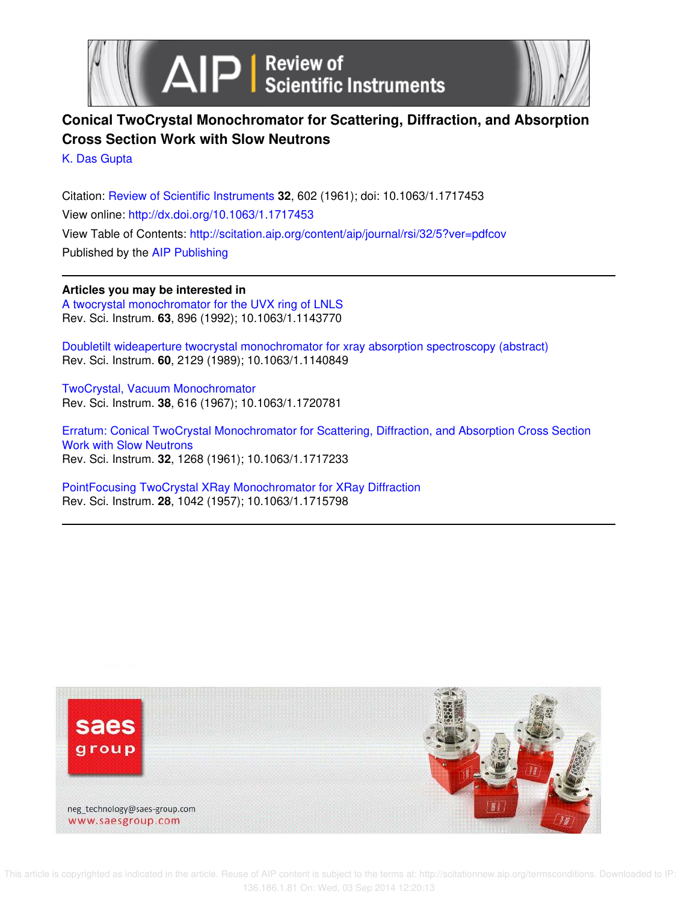# Conical TwoCrystal Monochromator for Scattering, Diffraction, and Absorption Cross Section Work with Slow Neutrons

K. Das Gupta

Citation: Review of Scientific Instruments **32**, 602 (1961); doi: 10.1063/1.1717453

View online: http://dx.doi.org/10.1063/1.1717453

View Table of Contents: http://scitation.aip.org/content/aip/journal/rsi/32/5?ver=pdfcov

Published by the AIP Publishing

**Articles you may be interested in**

A twocrystal monochromator for the UVX ring of LNLS
Rev. Sci. Instrum. **63**, 896 (1992); 10.1063/1.1143770

Doubletilt wideaperture twocrystal monochromator for xray absorption spectroscopy (abstract)
Rev. Sci. Instrum. **60**, 2129 (1989); 10.1063/1.1140849

TwoCrystal, Vacuum Monochromator
Rev. Sci. Instrum. **38**, 616 (1967); 10.1063/1.1720781

Erratum: Conical TwoCrystal Monochromator for Scattering, Diffraction, and Absorption Cross Section Work with Slow Neutrons
Rev. Sci. Instrum. **32**, 1268 (1961); 10.1063/1.1717233

PointFocusing TwoCrystal XRay Monochromator for XRay Diffraction
Rev. Sci. Instrum. **28**, 1042 (1957); 10.1063/1.1715798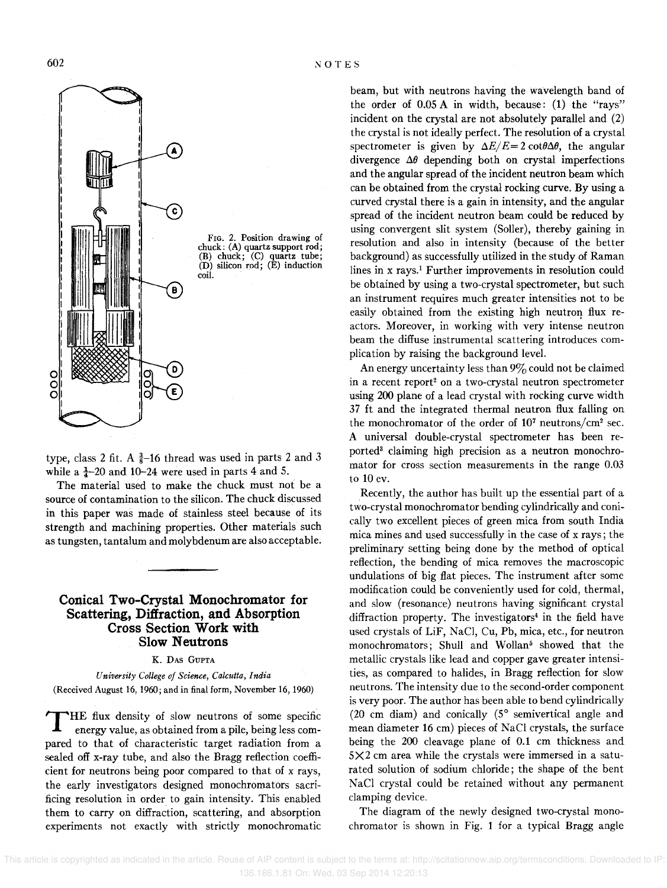FIG. 2. Position drawing of chuck: (A) quartz support rod; (B) chuck; (C) quartz tube; (D) silicon rod; (E) induction coil.

type, class 2 fit. A $\frac{3}{8}$–16 thread was used in parts 2 and 3 while a $\frac{1}{4}$–20 and 10–24 were used in parts 4 and 5.

The material used to make the chuck must not be a source of contamination to the silicon. The chuck discussed in this paper was made of stainless steel because of its strength and machining properties. Other materials such as tungsten, tantalum and molybdenum are also acceptable.

## Conical Two-Crystal Monochromator for Scattering, Diffraction, and Absorption Cross Section Work with Slow Neutrons

K. DAS GUPTA

*University College of Science, Calcutta, India*

(Received August 16, 1960; and in final form, November 16, 1960)

THE flux density of slow neutrons of some specific energy value, as obtained from a pile, being less compared to that of characteristic target radiation from a sealed off x-ray tube, and also the Bragg reflection coefficient for neutrons being poor compared to that of x rays, the early investigators designed monochromators sacrificing resolution in order to gain intensity. This enabled them to carry on diffraction, scattering, and absorption experiments not exactly with strictly monochromatic beam, but with neutrons having the wavelength band of the order of 0.05 A in width, because: (1) the "rays" incident on the crystal are not absolutely parallel and (2) the crystal is not ideally perfect. The resolution of a crystal spectrometer is given by $\Delta E/E = 2\cot\theta\Delta\theta$, the angular divergence $\Delta\theta$ depending both on crystal imperfections and the angular spread of the incident neutron beam which can be obtained from the crystal rocking curve. By using a curved crystal there is a gain in intensity, and the angular spread of the incident neutron beam could be reduced by using convergent slit system (Soller), thereby gaining in resolution and also in intensity (because of the better background) as successfully utilized in the study of Raman lines in x rays.[1] Further improvements in resolution could be obtained by using a two-crystal spectrometer, but such an instrument requires much greater intensities not to be easily obtained from the existing high neutron flux reactors. Moreover, in working with very intense neutron beam the diffuse instrumental scattering introduces complication by raising the background level.

An energy uncertainty less than 9% could not be claimed in a recent report[2] on a two-crystal neutron spectrometer using 200 plane of a lead crystal with rocking curve width 37 ft and the integrated thermal neutron flux falling on the monochromator of the order of $10^7$ neutrons/cm² sec. A universal double-crystal spectrometer has been reported[3] claiming high precision as a neutron monochromator for cross section measurements in the range 0.03 to 10 ev.

Recently, the author has built up the essential part of a two-crystal monochromator bending cylindrically and conically two excellent pieces of green mica from south India mica mines and used successfully in the case of x rays; the preliminary setting being done by the method of optical reflection, the bending of mica removes the macroscopic undulations of big flat pieces. The instrument after some modification could be conveniently used for cold, thermal, and slow (resonance) neutrons having significant crystal diffraction property. The investigators[4] in the field have used crystals of LiF, NaCl, Cu, Pb, mica, etc., for neutron monochromators; Shull and Wollan[5] showed that the metallic crystals like lead and copper gave greater intensities, as compared to halides, in Bragg reflection for slow neutrons. The intensity due to the second-order component is very poor. The author has been able to bend cylindrically (20 cm diam) and conically (5° semivertical angle and mean diameter 16 cm) pieces of NaCl crystals, the surface being the 200 cleavage plane of 0.1 cm thickness and 5×2 cm area while the crystals were immersed in a saturated solution of sodium chloride; the shape of the bent NaCl crystal could be retained without any permanent clamping device.

The diagram of the newly designed two-crystal monochromator is shown in Fig. 1 for a typical Bragg angle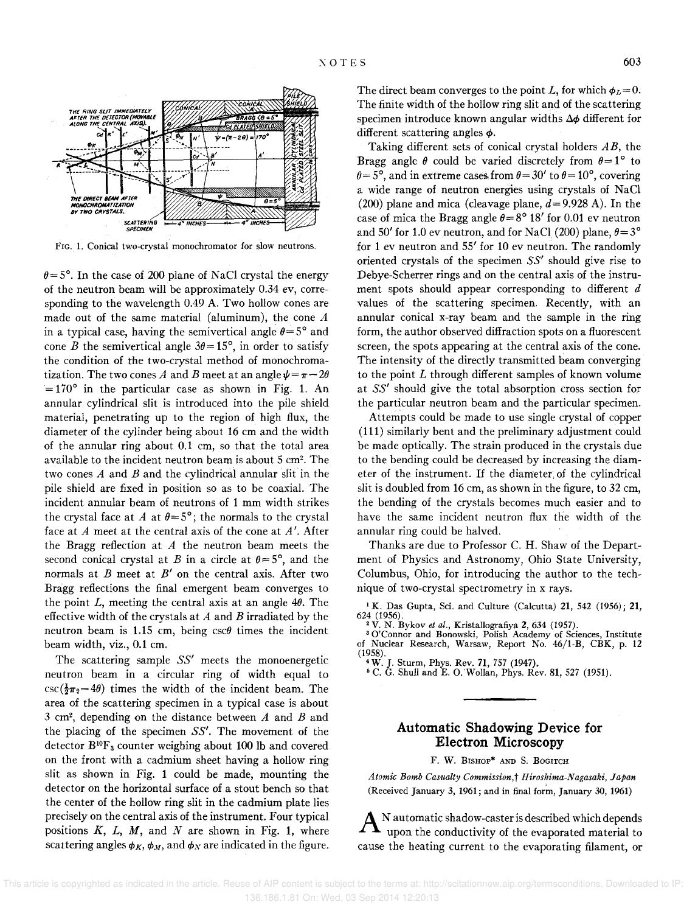THE RING SLIT IMMEDIATELY AFTER THE DETECTOR (MOVABLE ALONG THE CENTRAL AXIS).

CONICAL

CONICAL A

BRAGG ($\theta=5°$)

Cd PLATED SHIELD

PILE SHIELD

ANNULAR CYLINDRICAL Cd PLATED STEEL SLIT

16 CMS

$\psi=(\pi-2\theta)=170°$

THE DIRECT BEAM AFTER MONOCHROMATIZATION BY TWO CRYSTALS.

SCATTERING SPECIMEN

4" INCHES

4" INCHES

$\theta=5°$

FIG. 1. Conical two-crystal monochromator for slow neutrons.

$\theta=5°$. In the case of 200 plane of NaCl crystal the energy of the neutron beam will be approximately 0.34 ev, corresponding to the wavelength 0.49 A. Two hollow cones are made out of the same material (aluminum), the cone $A$ in a typical case, having the semivertical angle $\theta=5°$ and cone $B$ the semivertical angle $3\theta=15°$, in order to satisfy the condition of the two-crystal method of monochromatization. The two cones $A$ and $B$ meet at an angle $\psi=\pi-2\theta=170°$ in the particular case as shown in Fig. 1. An annular cylindrical slit is introduced into the pile shield material, penetrating up to the region of high flux, the diameter of the cylinder being about 16 cm and the width of the annular ring about 0.1 cm, so that the total area available to the incident neutron beam is about 5 cm². The two cones $A$ and $B$ and the cylindrical annular slit in the pile shield are fixed in position so as to be coaxial. The incident annular beam of neutrons of 1 mm width strikes the crystal face at $A$ at $\theta=5°$; the normals to the crystal face at $A$ meet at the central axis of the cone at $A'$. After the Bragg reflection at $A$ the neutron beam meets the second conical crystal at $B$ in a circle at $\theta=5°$, and the normals at $B$ meet at $B'$ on the central axis. After two Bragg reflections the final emergent beam converges to the point $L$, meeting the central axis at an angle $4\theta$. The effective width of the crystals at $A$ and $B$ irradiated by the neutron beam is 1.15 cm, being $\csc\theta$ times the incident beam width, viz., 0.1 cm.

The scattering sample $SS'$ meets the monoenergetic neutron beam in a circular ring of width equal to $\csc(\frac{1}{2}\pi_2-4\theta)$ times the width of the incident beam. The area of the scattering specimen in a typical case is about 3 cm², depending on the distance between $A$ and $B$ and the placing of the specimen $SS'$. The movement of the detector $B^{10}F_3$ counter weighing about 100 lb and covered on the front with a cadmium sheet having a hollow ring slit as shown in Fig. 1 could be made, mounting the detector on the horizontal surface of a stout bench so that the center of the hollow ring slit in the cadmium plate lies precisely on the central axis of the instrument. Four typical positions $K$, $L$, $M$, and $N$ are shown in Fig. 1, where scattering angles $\phi_K$, $\phi_M$, and $\phi_N$ are indicated in the figure. The direct beam converges to the point $L$, for which $\phi_L=0$. The finite width of the hollow ring slit and of the scattering specimen introduce known angular widths $\Delta\phi$ different for different scattering angles $\phi$.

Taking different sets of conical crystal holders $AB$, the Bragg angle $\theta$ could be varied discretely from $\theta=1°$ to $\theta=5°$, and in extreme cases from $\theta=30'$ to $\theta=10°$, covering a wide range of neutron energies using crystals of NaCl (200) plane and mica (cleavage plane, $d=9.928$ A). In the case of mica the Bragg angle $\theta=8°\ 18'$ for 0.01 ev neutron and $50'$ for 1.0 ev neutron, and for NaCl (200) plane, $\theta=3°$ for 1 ev neutron and $55'$ for 10 ev neutron. The randomly oriented crystals of the specimen $SS'$ should give rise to Debye-Scherrer rings and on the central axis of the instrument spots should appear corresponding to different $d$ values of the scattering specimen. Recently, with an annular conical x-ray beam and the sample in the ring form, the author observed diffraction spots on a fluorescent screen, the spots appearing at the central axis of the cone. The intensity of the directly transmitted beam converging to the point $L$ through different samples of known volume at $SS'$ should give the total absorption cross section for the particular neutron beam and the particular specimen.

Attempts could be made to use single crystal of copper (111) similarly bent and the preliminary adjustment could be made optically. The strain produced in the crystals due to the bending could be decreased by increasing the diameter of the instrument. If the diameter of the cylindrical slit is doubled from 16 cm, as shown in the figure, to 32 cm, the bending of the crystals becomes much easier and to have the same incident neutron flux the width of the annular ring could be halved.

Thanks are due to Professor C. H. Shaw of the Department of Physics and Astronomy, Ohio State University, Columbus, Ohio, for introducing the author to the technique of two-crystal spectrometry in x rays.

[1] K. Das Gupta, Sci. and Culture (Calcutta) 21, 542 (1956); 21, 624 (1956).
[2] V. N. Bykov *et al.*, Kristallografiya 2, 634 (1957).
[3] O'Connor and Bonowski, Polish Academy of Sciences, Institute of Nuclear Research, Warsaw, Report No. 46/1-B, CBK, p. 12 (1958).
[4] W. J. Sturm, Phys. Rev. 71, 757 (1947).
[5] C. G. Shull and E. O. Wollan, Phys. Rev. 81, 527 (1951).

## Automatic Shadowing Device for Electron Microscopy

F. W. BISHOP* AND S. BOGITCH

*Atomic Bomb Casualty Commission,† Hiroshima-Nagasaki, Japan*
(Received January 3, 1961; and in final form, January 30, 1961)

An automatic shadow-caster is described which depends upon the conductivity of the evaporated material to cause the heating current to the evaporating filament, or